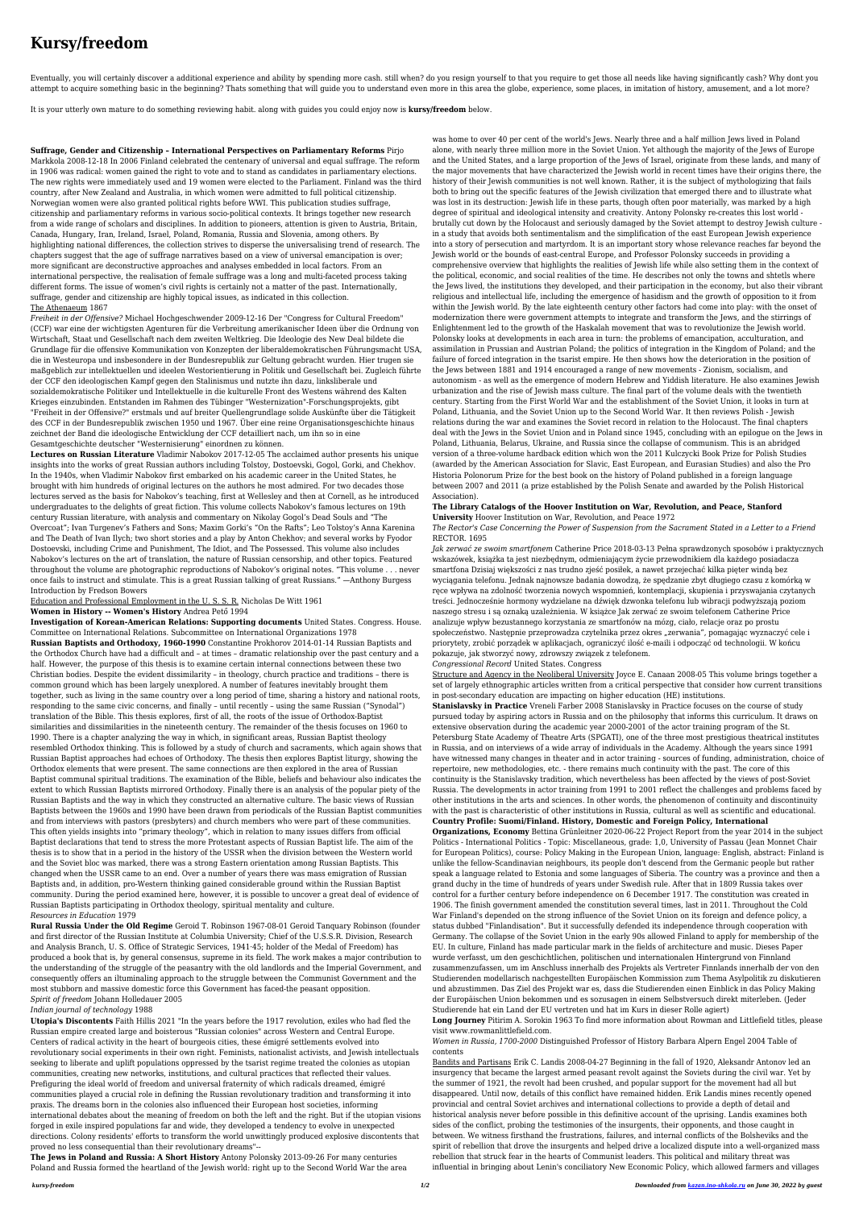# Kursy/freedom

Eventually, you will certainly discover a additional experience and ability by spending more cash. still when? do you resign yourself to that you require to get those all needs like having significantly cash? Why dont you attempt to acquire something basic in the beginning? Thats something that will guide you to understand even more in this area the globe, experience, some places, in imitation of history, amusement, and a lot more?

It is your utterly own mature to do something reviewing habit. along with guides you could enjoy now is **kursy/freedom** below.

**Suffrage, Gender and Citizenship – International Perspectives on Parliamentary Reforms** Pirjo Markkola 2008-12-18 In 2006 Finland celebrated the centenary of universal and equal suffrage. The reform in 1906 was radical: women gained the right to vote and to stand as candidates in parliamentary elections. The new rights were immediately used and 19 women were elected to the Parliament. Finland was the third country, after New Zealand and Australia, in which women were admitted to full political citizenship. Norwegian women were also granted political rights before WWI. This publication studies suffrage, citizenship and parliamentary reforms in various socio-political contexts. It brings together new research from a wide range of scholars and disciplines. In addition to pioneers, attention is given to Austria, Britain, Canada, Hungary, Iran, Ireland, Israel, Poland, Romania, Russia and Slovenia, among others. By highlighting national differences, the collection strives to disperse the universalising trend of research. The chapters suggest that the age of suffrage narratives based on a view of universal emancipation is over; more significant are deconstructive approaches and analyses embedded in local factors. From an international perspective, the realisation of female suffrage was a long and multi-faceted process taking different forms. The issue of women's civil rights is certainly not a matter of the past. Internationally, suffrage, gender and citizenship are highly topical issues, as indicated in this collection.

The Athenaeum 1867

*Freiheit in der Offensive?* Michael Hochgeschwender 2009-12-16 Der "Congress for Cultural Freedom" (CCF) war eine der wichtigsten Agenturen für die Verbreitung amerikanischer Ideen über die Ordnung von Wirtschaft, Staat und Gesellschaft nach dem zweiten Weltkrieg. Die Ideologie des New Deal bildete die Grundlage für die offensive Kommunikation von Konzepten der liberaldemokratischen Führungsmacht USA, die in Westeuropa und insbesondere in der Bundesrepublik zur Geltung gebracht wurden. Hier trugen sie maßgeblich zur intellektuellen und ideelen Westorientierung in Politik und Gesellschaft bei. Zugleich führte der CCF den ideologischen Kampf gegen den Stalinismus und nutzte ihn dazu, linksliberale und sozialdemokratische Politiker und Intellektuelle in die kulturelle Front des Westens während des Kalten Krieges einzubinden. Entstanden im Rahmen des Tübinger "Westernization"-Forschungsprojekts, gibt "Freiheit in der Offensive?" erstmals und auf breiter Quellengrundlage solide Auskünfte über die Tätigkeit des CCF in der Bundesrepublik zwischen 1950 und 1967. Über eine reine Organisationsgeschichte hinaus zeichnet der Band die ideologische Entwicklung der CCF detailliert nach, um ihn so in eine Gesamtgeschichte deutscher "Westernisierung" einordnen zu können.

**Lectures on Russian Literature** Vladimir Nabokov 2017-12-05 The acclaimed author presents his unique insights into the works of great Russian authors including Tolstoy, Dostoevski, Gogol, Gorki, and Chekhov. In the 1940s, when Vladimir Nabokov first embarked on his academic career in the United States, he brought with him hundreds of original lectures on the authors he most admired. For two decades those lectures served as the basis for Nabokov's teaching, first at Wellesley and then at Cornell, as he introduced undergraduates to the delights of great fiction. This volume collects Nabokov's famous lectures on 19th century Russian literature, with analysis and commentary on Nikolay Gogol's Dead Souls and "The Overcoat"; Ivan Turgenev's Fathers and Sons; Maxim Gorki's "On the Rafts"; Leo Tolstoy's Anna Karenina and The Death of Ivan Ilych; two short stories and a play by Anton Chekhov; and several works by Fyodor Dostoevski, including Crime and Punishment, The Idiot, and The Possessed. This volume also includes Nabokov's lectures on the art of translation, the nature of Russian censorship, and other topics. Featured throughout the volume are photographic reproductions of Nabokov's original notes. "This volume . . . never once fails to instruct and stimulate. This is a great Russian talking of great Russians." —Anthony Burgess Introduction by Fredson Bowers

Education and Professional Employment in the U. S. S. R. Nicholas De Witt 1961

**Women in History -- Women's History** Andrea Pető 1994

**Investigation of Korean-American Relations: Supporting documents** United States. Congress. House. Committee on International Relations. Subcommittee on International Organizations 1978

**Russian Baptists and Orthodoxy, 1960-1990** Constantine Prokhorov 2014-01-14 Russian Baptists and the Orthodox Church have had a difficult and – at times – dramatic relationship over the past century and a half. However, the purpose of this thesis is to examine certain internal connections between these two Christian bodies. Despite the evident dissimilarity – in theology, church practice and traditions – there is common ground which has been largely unexplored. A number of features inevitably brought them together, such as living in the same country over a long period of time, sharing a history and national roots, responding to the same civic concerns, and finally – until recently – using the same Russian ("Synodal") translation of the Bible. This thesis explores, first of all, the roots of the issue of Orthodox-Baptist similarities and dissimilarities in the nineteenth century. The remainder of the thesis focuses on 1960 to 1990. There is a chapter analyzing the way in which, in significant areas, Russian Baptist theology resembled Orthodox thinking. This is followed by a study of church and sacraments, which again shows that Russian Baptist approaches had echoes of Orthodoxy. The thesis then explores Baptist liturgy, showing the Orthodox elements that were present. The same connections are then explored in the area of Russian Baptist communal spiritual traditions. The examination of the Bible, beliefs and behaviour also indicates the extent to which Russian Baptists mirrored Orthodoxy. Finally there is an analysis of the popular piety of the Russian Baptists and the way in which they constructed an alternative culture. The basic views of Russian Baptists between the 1960s and 1990 have been drawn from periodicals of the Russian Baptist communities and from interviews with pastors (presbyters) and church members who were part of these communities. This often yields insights into "primary theology", which in relation to many issues differs from official Baptist declarations that tend to stress the more Protestant aspects of Russian Baptist life. The aim of the thesis is to show that in a period in the history of the USSR when the division between the Western world and the Soviet bloc was marked, there was a strong Eastern orientation among Russian Baptists. This changed when the USSR came to an end. Over a number of years there was mass emigration of Russian Baptists and, in addition, pro-Western thinking gained considerable ground within the Russian Baptist community. During the period examined here, however, it is possible to uncover a great deal of evidence of Russian Baptists participating in Orthodox theology, spiritual mentality and culture.

*Resources in Education* 1979

**Rural Russia Under the Old Regime** Geroid T. Robinson 1967-08-01 Geroid Tanquary Robinson (founder and first director of the Russian Institute at Columbia University; Chief of the U.S.S.R. Division, Research and Analysis Branch, U. S. Office of Strategic Services, 1941-45; holder of the Medal of Freedom) has produced a book that is, by general consensus, supreme in its field. The work makes a major contribution to the understanding of the struggle of the peasantry with the old landlords and the Imperial Government, and consequently offers an illuminating approach to the struggle between the Communist Government and the most stubborn and massive domestic force this Government has faced-the peasant opposition.

*Spirit of freedom* Johann Holledauer 2005

*Indian journal of technology* 1988

**Utopia's Discontents** Faith Hillis 2021 "In the years before the 1917 revolution, exiles who had fled the Russian empire created large and boisterous "Russian colonies" across Western and Central Europe. Centers of radical activity in the heart of bourgeois cities, these émigré settlements evolved into revolutionary social experiments in their own right. Feminists, nationalist activists, and Jewish intellectuals seeking to liberate and uplift populations oppressed by the tsarist regime treated the colonies as utopian communities, creating new networks, institutions, and cultural practices that reflected their values. Prefiguring the ideal world of freedom and universal fraternity of which radicals dreamed, émigré communities played a crucial role in defining the Russian revolutionary tradition and transforming it into praxis. The dreams born in the colonies also influenced their European host societies, informing international debates about the meaning of freedom on both the left and the right. But if the utopian visions forged in exile inspired populations far and wide, they developed a tendency to evolve in unexpected directions. Colony residents' efforts to transform the world unwittingly produced explosive discontents that proved no less consequential than their revolutionary dreams"--

**The Jews in Poland and Russia: A Short History** Antony Polonsky 2013-09-26 For many centuries Poland and Russia formed the heartland of the Jewish world: right up to the Second World War the area was home to over 40 per cent of the world's Jews. Nearly three and a half million Jews lived in Poland alone, with nearly three million more in the Soviet Union. Yet although the majority of the Jews of Europe and the United States, and a large proportion of the Jews of Israel, originate from these lands, and many of the major movements that have characterized the Jewish world in recent times have their origins there, the history of their Jewish communities is not well known. Rather, it is the subject of mythologizing that fails both to bring out the specific features of the Jewish civilization that emerged there and to illustrate what was lost in its destruction: Jewish life in these parts, though often poor materially, was marked by a high degree of spiritual and ideological intensity and creativity. Antony Polonsky re-creates this lost world - brutally cut down by the Holocaust and seriously damaged by the Soviet attempt to destroy Jewish culture - in a study that avoids both sentimentalism and the simplification of the east European Jewish experience into a story of persecution and martyrdom. It is an important story whose relevance reaches far beyond the Jewish world or the bounds of east-central Europe, and Professor Polonsky succeeds in providing a comprehensive overview that highlights the realities of Jewish life while also setting them in the context of the political, economic, and social realities of the time. He describes not only the towns and shtetls where the Jews lived, the institutions they developed, and their participation in the economy, but also their vibrant religious and intellectual life, including the emergence of hasidism and the growth of opposition to it from within the Jewish world. By the late eighteenth century other factors had come into play: with the onset of modernization there were government attempts to integrate and transform the Jews, and the stirrings of Enlightenment led to the growth of the Haskalah movement that was to revolutionize the Jewish world. Polonsky looks at developments in each area in turn: the problems of emancipation, acculturation, and assimilation in Prussian and Austrian Poland; the politics of integration in the Kingdom of Poland; and the failure of forced integration in the tsarist empire. He then shows how the deterioration in the position of the Jews between 1881 and 1914 encouraged a range of new movements - Zionism, socialism, and autonomism - as well as the emergence of modern Hebrew and Yiddish literature. He also examines Jewish urbanization and the rise of Jewish mass culture. The final part of the volume deals with the twentieth century. Starting from the First World War and the establishment of the Soviet Union, it looks in turn at Poland, Lithuania, and the Soviet Union up to the Second World War. It then reviews Polish - Jewish relations during the war and examines the Soviet record in relation to the Holocaust. The final chapters deal with the Jews in the Soviet Union and in Poland since 1945, concluding with an epilogue on the Jews in Poland, Lithuania, Belarus, Ukraine, and Russia since the collapse of communism. This is an abridged version of a three-volume hardback edition which won the 2011 Kulczycki Book Prize for Polish Studies (awarded by the American Association for Slavic, East European, and Eurasian Studies) and also the Pro Historia Polonorum Prize for the best book on the history of Poland published in a foreign language between 2007 and 2011 (a prize established by the Polish Senate and awarded by the Polish Historical Association).

**The Library Catalogs of the Hoover Institution on War, Revolution, and Peace, Stanford University** Hoover Institution on War, Revolution, and Peace 1972

*The Rector's Case Concerning the Power of Suspension from the Sacrament Stated in a Letter to a Friend* RECTOR. 1695

*Jak zerwać ze swoim smartfonem* Catherine Price 2018-03-13 Pełna sprawdzonych sposobów i praktycznych wskazówek, książka ta jest niezbędnym, odmieniającym życie przewodnikiem dla każdego posiadacza smartfona Dzisiaj większości z nas trudno zjeść posiłek, a nawet przejechać kilka pięter windą bez wyciągania telefonu. Jednak najnowsze badania dowodzą, że spędzanie zbyt długiego czasu z komórką w ręce wpływa na zdolność tworzenia nowych wspomnień, kontemplacji, skupienia i przyswajania czytanych treści. Jednocześnie hormony wydzielane na dźwięk dzwonka telefonu lub wibracji podwyższają poziom naszego stresu i są oznaką uzależnienia. W książce Jak zerwać ze swoim telefonem Catherine Price analizuje wpływ bezustannego korzystania ze smartfonów na mózg, ciało, relacje oraz po prostu społeczeństwo. Następnie przeprowadza czytelnika przez okres „zerwania", pomagając wyznaczyć cele i priorytety, zrobić porządek w aplikacjach, ograniczyć ilość e-maili i odpocząć od technologii. W końcu pokazuje, jak stworzyć nowy, zdrowszy związek z telefonem.

*Congressional Record* United States. Congress

Structure and Agency in the Neoliberal University Joyce E. Canaan 2008-05 This volume brings together a set of largely ethnographic articles written from a critical perspective that consider how current transitions in post-secondary education are impacting on higher education (HE) institutions.

**Stanislavsky in Practice** Vreneli Farber 2008 Stanislavsky in Practice focuses on the course of study pursued today by aspiring actors in Russia and on the philosophy that informs this curriculum. It draws on extensive observation during the academic year 2000-2001 of the actor training program of the St. Petersburg State Academy of Theatre Arts (SPGATI), one of the three most prestigious theatrical institutes in Russia, and on interviews of a wide array of individuals in the Academy. Although the years since 1991 have witnessed many changes in theater and in actor training - sources of funding, administration, choice of repertoire, new methodologies, etc. - there remains much continuity with the past. The core of this continuity is the Stanislavsky tradition, which nevertheless has been affected by the views of post-Soviet Russia. The developments in actor training from 1991 to 2001 reflect the challenges and problems faced by other institutions in the arts and sciences. In other words, the phenomenon of continuity and discontinuity with the past is characteristic of other institutions in Russia, cultural as well as scientific and educational.

**Country Profile: Suomi/Finland. History, Domestic and Foreign Policy, International Organizations, Economy** Bettina Grünleitner 2020-06-22 Project Report from the year 2014 in the subject Politics - International Politics - Topic: Miscellaneous, grade: 1,0, University of Passau (Jean Monnet Chair for European Politics), course: Policy Making in the European Union, language: English, abstract: Finland is unlike the fellow-Scandinavian neighbours, its people don't descend from the Germanic people but rather speak a language related to Estonia and some languages of Siberia. The country was a province and then a grand duchy in the time of hundreds of years under Swedish rule. After that in 1809 Russia takes over control for a further century before independence on 6 December 1917. The constitution was created in 1906. The finish government amended the constitution several times, last in 2011. Throughout the Cold War Finland's depended on the strong influence of the Soviet Union on its foreign and defence policy, a status dubbed "Finlandisation". But it successfully defended its independence through cooperation with Germany. The collapse of the Soviet Union in the early 90s allowed Finland to apply for membership of the EU. In culture, Finland has made particular mark in the fields of architecture and music. Dieses Paper wurde verfasst, um den geschichtlichen, politischen und internationalen Hintergrund von Finnland zusammenzufassen, um im Anschluss innerhalb des Projekts als Vertreter Finnlands innerhalb der von den Studierenden modellarisch nachgestellten Europäischen Kommission zum Thema Asylpolitik zu diskutieren und abzustimmen. Das Ziel des Projekt war es, dass die Studierenden einen Einblick in das Policy Making der Europäischen Union bekommen und es sozusagen in einem Selbstversuch direkt miterleben. (Jeder Studierende hat ein Land der EU vertreten und hat im Kurs in dieser Rolle agiert)

**Long Journey** Pitirim A. Sorokin 1963 To find more information about Rowman and Littlefield titles, please visit www.rowmanlittlefield.com.

*Women in Russia, 1700-2000* Distinguished Professor of History Barbara Alpern Engel 2004 Table of contents

Bandits and Partisans Erik C. Landis 2008-04-27 Beginning in the fall of 1920, Aleksandr Antonov led an insurgency that became the largest armed peasant revolt against the Soviets during the civil war. Yet by the summer of 1921, the revolt had been crushed, and popular support for the movement had all but disappeared. Until now, details of this conflict have remained hidden. Erik Landis mines recently opened provincial and central Soviet archives and international collections to provide a depth of detail and historical analysis never before possible in this definitive account of the uprising. Landis examines both sides of the conflict, probing the testimonies of the insurgents, their opponents, and those caught in between. We witness firsthand the frustrations, failures, and internal conflicts of the Bolsheviks and the spirit of rebellion that drove the insurgents and helped drive a localized dispute into a well-organized mass rebellion that struck fear in the hearts of Communist leaders. This political and military threat was influential in bringing about Lenin's conciliatory New Economic Policy, which allowed farmers and villages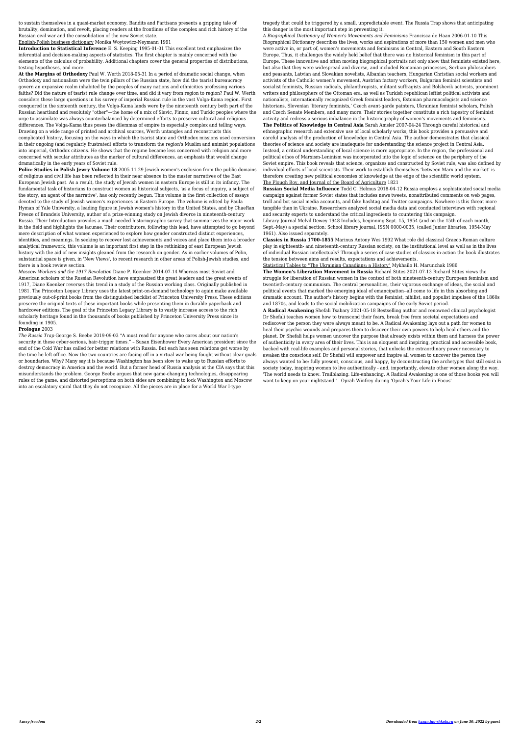to sustain themselves in a quasi-market economy. Bandits and Partisans presents a gripping tale of brutality, domination, and revolt, placing readers at the frontlines of the complex and rich history of the Russian civil war and the consolidation of the new Soviet state.

English-Polish business dictionary Monika Woytowicz-Neymann 1991

**Introduction to Statistical Inference** E. S. Keeping 1995-01-01 This excellent text emphasizes the inferential and decision-making aspects of statistics. The first chapter is mainly concerned with the elements of the calculus of probability. Additional chapters cover the general properties of distributions, testing hypotheses, and more.

**At the Margins of Orthodoxy** Paul W. Werth 2018-05-31 In a period of dramatic social change, when Orthodoxy and nationalism were the twin pillars of the Russian state, how did the tsarist bureaucracy govern an expansive realm inhabited by the peoples of many nations and ethnicities professing various faiths? Did the nature of tsarist rule change over time, and did it vary from region to region? Paul W. Werth considers these large questions in his survey of imperial Russian rule in the vast Volga-Kama region. First conquered in the sixteenth century, the Volga-Kama lands were by the nineteenth century both part of the Russian heartland and resolutely "other"—the home of a mix of Slavic, Finnic, and Turkic peoples where the urge to assimilate was always counterbalanced by determined efforts to preserve cultural and religious differences. The Volga-Kama thus poses the dilemmas of empire in especially complex and telling ways. Drawing on a wide range of printed and archival sources, Werth untangles and reconstructs this complicated history, focusing on the ways in which the tsarist state and Orthodox missions used conversion in their ongoing (and regularly frustrated) efforts to transform the region's Muslim and animist populations into imperial, Orthodox citizens. He shows that the regime became less concerned with religion and more concerned with secular attributes as the marker of cultural differences, an emphasis that would change dramatically in the early years of Soviet rule.

**Polin: Studies in Polish Jewry Volume 18** 2005-11-29 Jewish women's exclusion from the public domains of religious and civil life has been reflected in their near absence in the master narratives of the East European Jewish past. As a result, the study of Jewish women in eastern Europe is still in its infancy. The fundamental task of historians to construct women as historical subjects, 'as a focus of inquiry, a subject of the story, an agent of the narrative', has only recently begun. This volume is the first collection of essays devoted to the study of Jewish women's experiences in Eastern Europe. The volume is edited by Paula Hyman of Yale University, a leading figure in Jewish women's history in the United States, and by ChaeRan Freeze of Brandeis University, author of a prize-winning study on Jewish divorce in nineteenth-century Russia. Their Introduction provides a much-needed historiographic survey that summarizes the major work in the field and highlights the lacunae. Their contributors, following this lead, have attempted to go beyond mere description of what women experienced to explore how gender constructed distinct experiences, identities, and meanings. In seeking to recover lost achievements and voices and place them into a broader analytical framework, this volume is an important first step in the rethinking of east European Jewish history with the aid of new insights gleaned from the research on gender. As in earlier volumes of Polin, substantial space is given, in 'New Views', to recent research in other areas of Polish-Jewish studies, and there is a book review section.

*Moscow Workers and the 1917 Revolution* Diane P. Koenker 2014-07-14 Whereas most Soviet and American scholars of the Russian Revolution have emphasized the great leaders and the great events of 1917, Diane Koenker reverses this trend in a study of the Russian working class. Originally published in 1981. The Princeton Legacy Library uses the latest print-on-demand technology to again make available previously out-of-print books from the distinguished backlist of Princeton University Press. These editions preserve the original texts of these important books while presenting them in durable paperback and hardcover editions. The goal of the Princeton Legacy Library is to vastly increase access to the rich scholarly heritage found in the thousands of books published by Princeton University Press since its founding in 1905.

**Prologue** 2003

*The Russia Trap* George S. Beebe 2019-09-03 "A must read for anyone who cares about our nation's security in these cyber-serious, hair-trigger times." – Susan Eisenhower Every American president since the end of the Cold War has called for better relations with Russia. But each has seen relations get worse by the time he left office. Now the two countries are facing off in a virtual war being fought without clear goals or boundaries. Why? Many say it is because Washington has been slow to wake up to Russian efforts to destroy democracy in America and the world. But a former head of Russia analysis at the CIA says that this misunderstands the problem. George Beebe argues that new game-changing technologies, disappearing rules of the game, and distorted perceptions on both sides are combining to lock Washington and Moscow into an escalatory spiral that they do not recognize. All the pieces are in place for a World War I-type tragedy that could be triggered by a small, unpredictable event. The Russia Trap shows that anticipating this danger is the most important step in preventing it.

*A Biographical Dictionary of Women's Movements and Feminisms* Francisca de Haan 2006-01-10 This Biographical Dictionary describes the lives, works and aspirations of more than 150 women and men who were active in, or part of, women's movements and feminisms in Central, Eastern and South Eastern Europe. Thus, it challenges the widely held belief that there was no historical feminism in this part of Europe. These innovative and often moving biographical portraits not only show that feminists existed here, but also that they were widespread and diverse, and included Romanian princesses, Serbian philosophers and peasants, Latvian and Slovakian novelists, Albanian teachers, Hungarian Christian social workers and activists of the Catholic women's movement, Austrian factory workers, Bulgarian feminist scientists and socialist feminists, Russian radicals, philanthropists, militant suffragists and Bolshevik activists, prominent writers and philosophers of the Ottoman era, as well as Turkish republican leftist political activists and nationalists, internationally recognized Greek feminist leaders, Estonian pharmacologists and science historians, Slovenian 'literary feminists,' Czech avant-garde painters, Ukrainian feminist scholars, Polish and Czech Senate Members, and many more. Their stories together constitute a rich tapestry of feminist activity and redress a serious imbalance in the historiography of women's movements and feminisms.

**The Politics of Knowledge in Central Asia** Sarah Amsler 2007-04-24 Through careful historical and ethnographic research and extensive use of local scholarly works, this book provides a persuasive and careful analysis of the production of knowledge in Central Asia. The author demonstrates that classical theories of science and society are inadequate for understanding the science project in Central Asia. Instead, a critical understanding of local science is more appropriate. In the region, the professional and political ethos of Marxism-Leninism was incorporated into the logic of science on the periphery of the Soviet empire. This book reveals that science, organizes and constructed by Soviet rule, was also defined by individual efforts of local scientists. Their work to establish themselves 'between Marx and the market' is therefore creating new political economies of knowledge at the edge of the scientific world system.

The Plough Boy, and Journal of the Board of Agriculture 1821

**Russian Social Media Influence** Todd C. Helmus 2018-04-12 Russia employs a sophisticated social media campaign against former Soviet states that includes news tweets, nonattributed comments on web pages, troll and bot social media accounts, and fake hashtag and Twitter campaigns. Nowhere is this threat more tangible than in Ukraine. Researchers analyzed social media data and conducted interviews with regional and security experts to understand the critical ingredients to countering this campaign.

Library Journal Melvil Dewey 1948 Includes, beginning Sept. 15, 1954 (and on the 15th of each month, Sept.-May) a special section: School library journal, ISSN 0000-0035, (called Junior libraries, 1954-May 1961). Also issued separately.

**Classics in Russia 1700-1855** Marinus Antony Wes 1992 What role did classical Graeco-Roman culture play in eighteenth- and nineteenth-century Russian society, on the institutional level as well as in the lives of individual Russian intellectuals? Through a series of case-studies of classics-in-action the book illustrates the tension between aims and results, expectations and achievements.

Statistical Tables to "The Ukrainian Canadians: a History" Mykhaĭlo H. Marunchak 1986

**The Women's Liberation Movement in Russia** Richard Stites 2021-07-13 Richard Stites views the struggle for liberation of Russian women in the context of both nineteenth-century European feminism and twentieth-century communism. The central personalities, their vigorous exchange of ideas, the social and political events that marked the emerging ideal of emancipation--all come to life in this absorbing and dramatic account. The author's history begins with the feminist, nihilist, and populist impulses of the 1860s and 1870s, and leads to the social mobilization campaigns of the early Soviet period.

**A Radical Awakening** Shefali Tsabary 2021-05-18 Bestselling author and renowned clinical psychologist Dr Shefali teaches women how to transcend their fears, break free from societal expectations and rediscover the person they were always meant to be. A Radical Awakening lays out a path for women to heal their psychic wounds and prepares them to discover their own powers to help heal others and the planet. Dr Shefali helps women uncover the purpose that already exists within them and harness the power of authenticity in every area of their lives. This is an eloquent and inspiring, practical and accessible book, backed with real-life examples and personal stories, that unlocks the extraordinary power necessary to awaken the conscious self. Dr Shefali will empower and inspire all women to uncover the person they always wanted to be: fully present, conscious, and happy, by deconstructing the archetypes that still exist in society today, inspiring women to live authentically - and, importantly, elevate other women along the way. 'The world needs to know. Trailblazing. Life-enhancing. A Radical Awakening is one of those books you will want to keep on your nightstand.' - Oprah Winfrey during 'Oprah's Your Life in Focus'